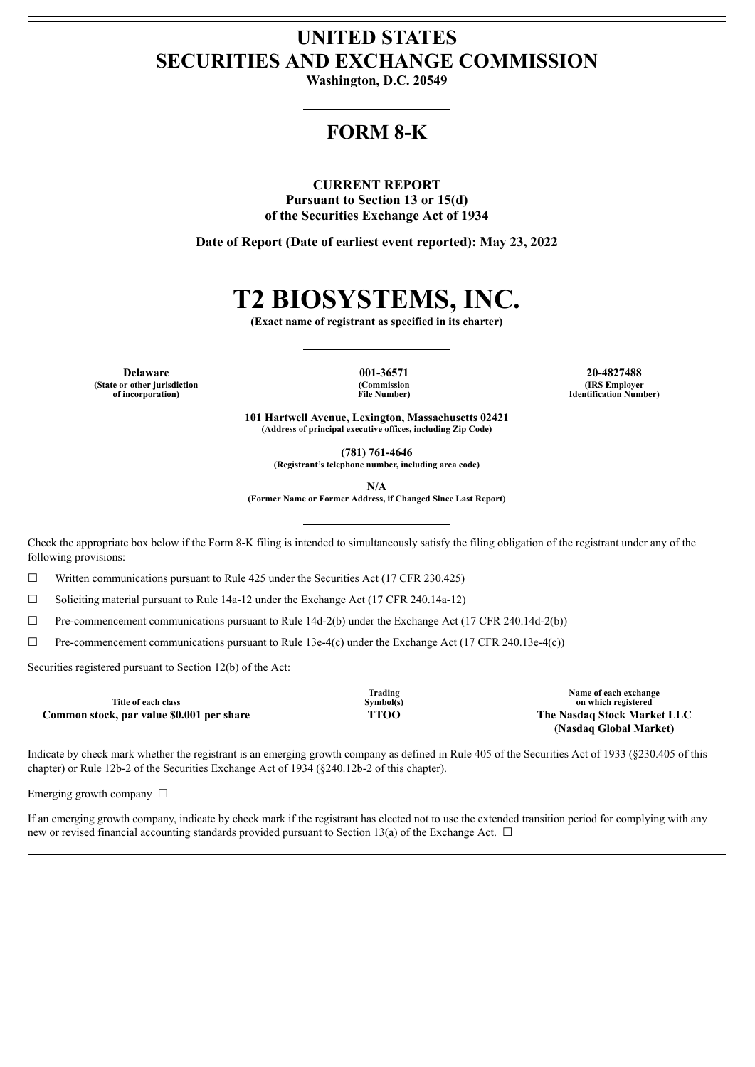# UNITED STATES
# SECURITIES AND EXCHANGE COMMISSION

**Washington, D.C. 20549**

## FORM 8-K

**CURRENT REPORT**
**Pursuant to Section 13 or 15(d)**
**of the Securities Exchange Act of 1934**

**Date of Report (Date of earliest event reported): May 23, 2022**

# T2 BIOSYSTEMS, INC.

**(Exact name of registrant as specified in its charter)**

| Delaware | 001-36571 | 20-4827488 |
|---|---|---|
| (State or other jurisdiction of incorporation) | (Commission File Number) | (IRS Employer Identification Number) |

**101 Hartwell Avenue, Lexington, Massachusetts 02421**
**(Address of principal executive offices, including Zip Code)**

**(781) 761-4646**
**(Registrant's telephone number, including area code)**

**N/A**
**(Former Name or Former Address, if Changed Since Last Report)**

Check the appropriate box below if the Form 8-K filing is intended to simultaneously satisfy the filing obligation of the registrant under any of the following provisions:

☐ Written communications pursuant to Rule 425 under the Securities Act (17 CFR 230.425)

☐ Soliciting material pursuant to Rule 14a-12 under the Exchange Act (17 CFR 240.14a-12)

☐ Pre-commencement communications pursuant to Rule 14d-2(b) under the Exchange Act (17 CFR 240.14d-2(b))

☐ Pre-commencement communications pursuant to Rule 13e-4(c) under the Exchange Act (17 CFR 240.13e-4(c))

Securities registered pursuant to Section 12(b) of the Act:

| Title of each class | Trading Symbol(s) | Name of each exchange on which registered |
|---|---|---|
| **Common stock, par value $0.001 per share** | **TTOO** | **The Nasdaq Stock Market LLC (Nasdaq Global Market)** |

Indicate by check mark whether the registrant is an emerging growth company as defined in Rule 405 of the Securities Act of 1933 (§230.405 of this chapter) or Rule 12b-2 of the Securities Exchange Act of 1934 (§240.12b-2 of this chapter).

Emerging growth company ☐

If an emerging growth company, indicate by check mark if the registrant has elected not to use the extended transition period for complying with any new or revised financial accounting standards provided pursuant to Section 13(a) of the Exchange Act. ☐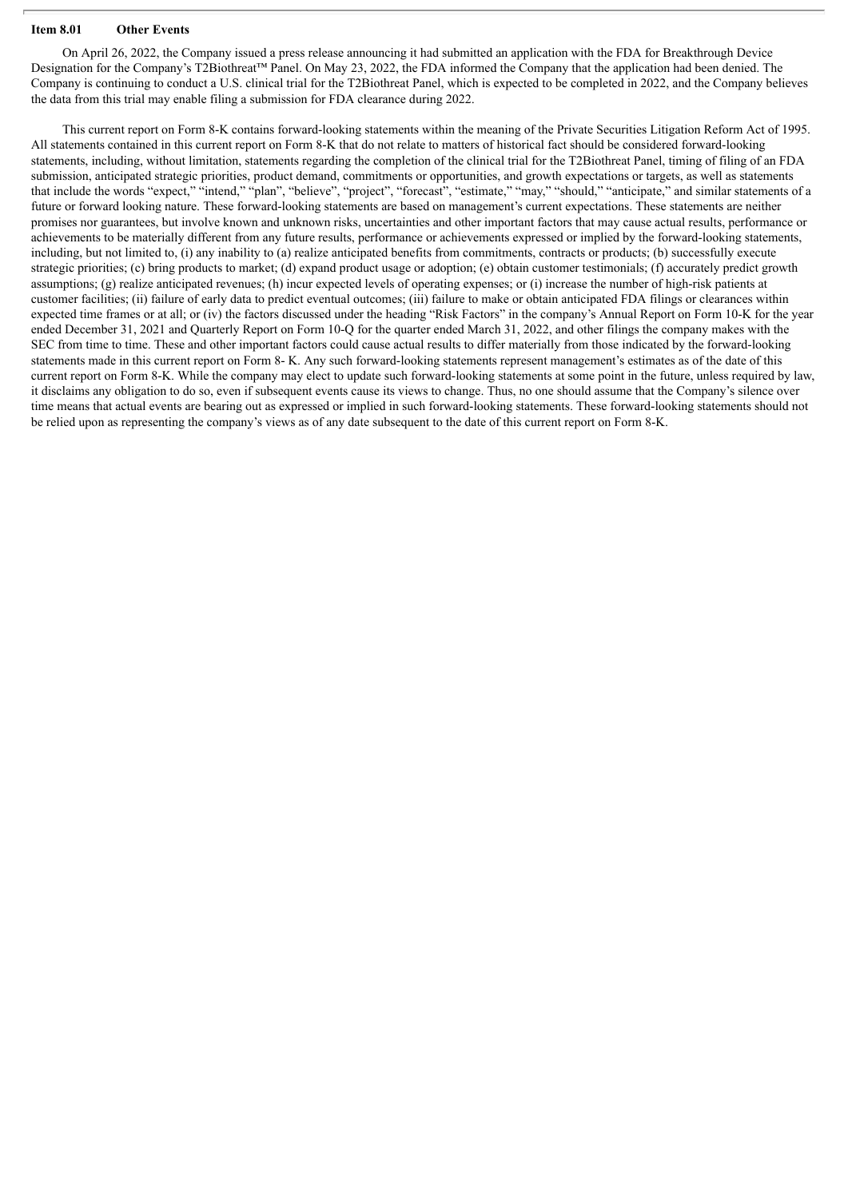**Item 8.01 Other Events**

On April 26, 2022, the Company issued a press release announcing it had submitted an application with the FDA for Breakthrough Device Designation for the Company's T2Biothreat™ Panel. On May 23, 2022, the FDA informed the Company that the application had been denied. The Company is continuing to conduct a U.S. clinical trial for the T2Biothreat Panel, which is expected to be completed in 2022, and the Company believes the data from this trial may enable filing a submission for FDA clearance during 2022.

This current report on Form 8-K contains forward-looking statements within the meaning of the Private Securities Litigation Reform Act of 1995. All statements contained in this current report on Form 8-K that do not relate to matters of historical fact should be considered forward-looking statements, including, without limitation, statements regarding the completion of the clinical trial for the T2Biothreat Panel, timing of filing of an FDA submission, anticipated strategic priorities, product demand, commitments or opportunities, and growth expectations or targets, as well as statements that include the words "expect," "intend," "plan", "believe", "project", "forecast", "estimate," "may," "should," "anticipate," and similar statements of a future or forward looking nature. These forward-looking statements are based on management's current expectations. These statements are neither promises nor guarantees, but involve known and unknown risks, uncertainties and other important factors that may cause actual results, performance or achievements to be materially different from any future results, performance or achievements expressed or implied by the forward-looking statements, including, but not limited to, (i) any inability to (a) realize anticipated benefits from commitments, contracts or products; (b) successfully execute strategic priorities; (c) bring products to market; (d) expand product usage or adoption; (e) obtain customer testimonials; (f) accurately predict growth assumptions; (g) realize anticipated revenues; (h) incur expected levels of operating expenses; or (i) increase the number of high-risk patients at customer facilities; (ii) failure of early data to predict eventual outcomes; (iii) failure to make or obtain anticipated FDA filings or clearances within expected time frames or at all; or (iv) the factors discussed under the heading "Risk Factors" in the company's Annual Report on Form 10-K for the year ended December 31, 2021 and Quarterly Report on Form 10-Q for the quarter ended March 31, 2022, and other filings the company makes with the SEC from time to time. These and other important factors could cause actual results to differ materially from those indicated by the forward-looking statements made in this current report on Form 8- K. Any such forward-looking statements represent management's estimates as of the date of this current report on Form 8-K. While the company may elect to update such forward-looking statements at some point in the future, unless required by law, it disclaims any obligation to do so, even if subsequent events cause its views to change. Thus, no one should assume that the Company's silence over time means that actual events are bearing out as expressed or implied in such forward-looking statements. These forward-looking statements should not be relied upon as representing the company's views as of any date subsequent to the date of this current report on Form 8-K.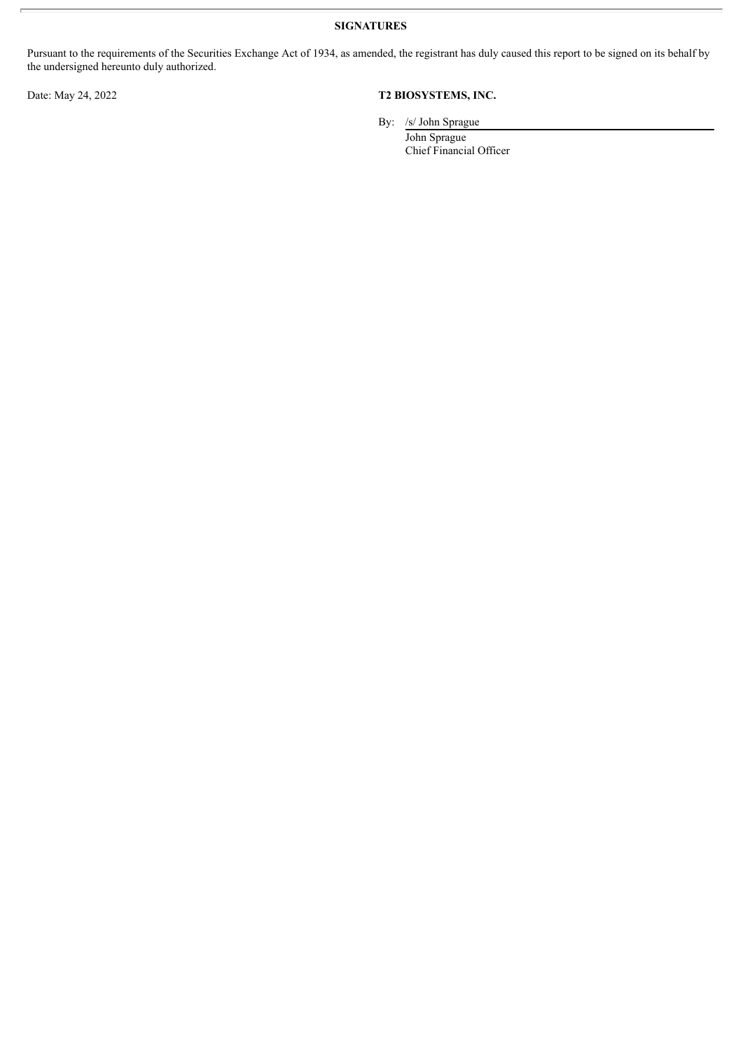**SIGNATURES**

Pursuant to the requirements of the Securities Exchange Act of 1934, as amended, the registrant has duly caused this report to be signed on its behalf by the undersigned hereunto duly authorized.

Date: May 24, 2022

**T2 BIOSYSTEMS, INC.**

By: /s/ John Sprague

John Sprague
Chief Financial Officer